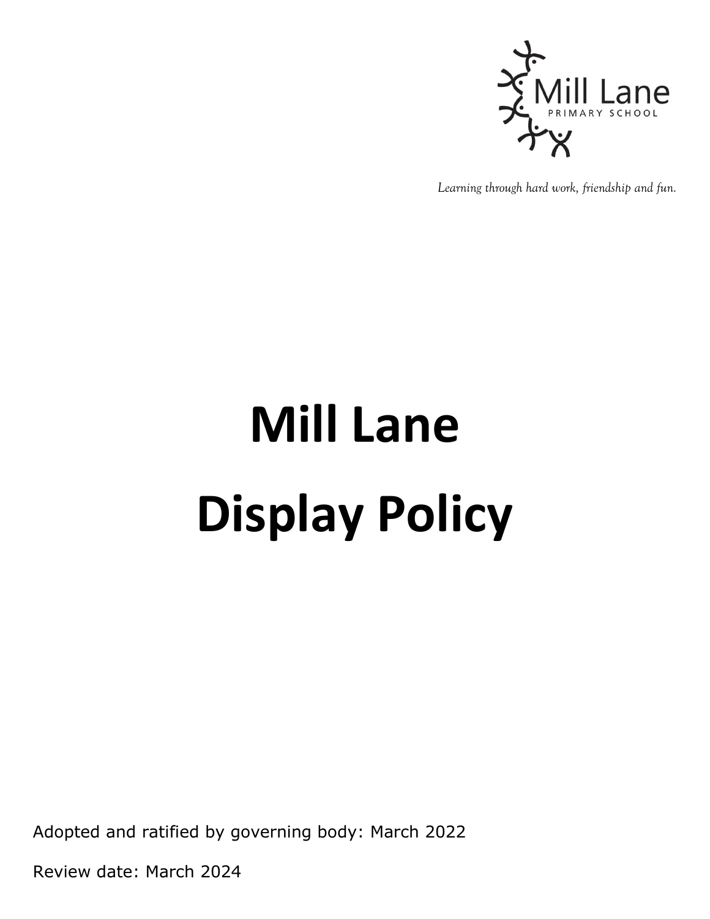Mill Lane
PRIMARY SCHOOL

*Learning through hard work, friendship and fun.*

# Mill Lane Display Policy

Adopted and ratified by governing body: March 2022

Review date: March 2024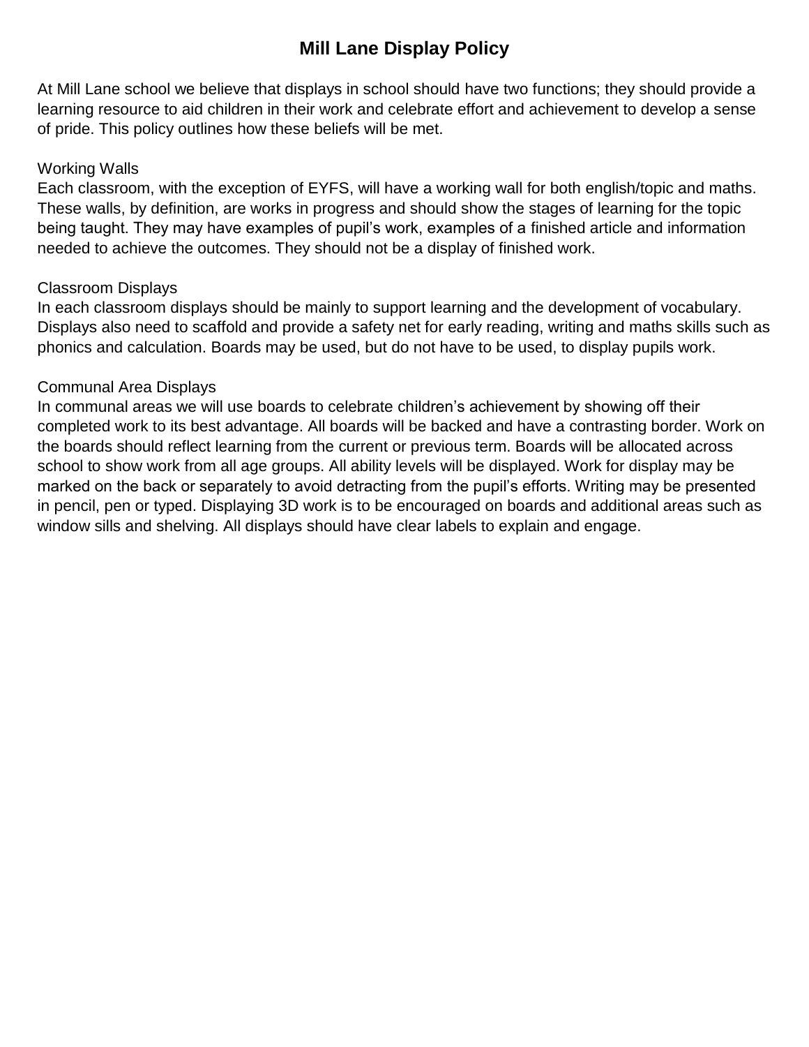# Mill Lane Display Policy

At Mill Lane school we believe that displays in school should have two functions; they should provide a learning resource to aid children in their work and celebrate effort and achievement to develop a sense of pride. This policy outlines how these beliefs will be met.

## Working Walls

Each classroom, with the exception of EYFS, will have a working wall for both english/topic and maths. These walls, by definition, are works in progress and should show the stages of learning for the topic being taught. They may have examples of pupil's work, examples of a finished article and information needed to achieve the outcomes. They should not be a display of finished work.

## Classroom Displays

In each classroom displays should be mainly to support learning and the development of vocabulary. Displays also need to scaffold and provide a safety net for early reading, writing and maths skills such as phonics and calculation. Boards may be used, but do not have to be used, to display pupils work.

## Communal Area Displays

In communal areas we will use boards to celebrate children's achievement by showing off their completed work to its best advantage. All boards will be backed and have a contrasting border. Work on the boards should reflect learning from the current or previous term. Boards will be allocated across school to show work from all age groups. All ability levels will be displayed. Work for display may be marked on the back or separately to avoid detracting from the pupil's efforts. Writing may be presented in pencil, pen or typed. Displaying 3D work is to be encouraged on boards and additional areas such as window sills and shelving. All displays should have clear labels to explain and engage.